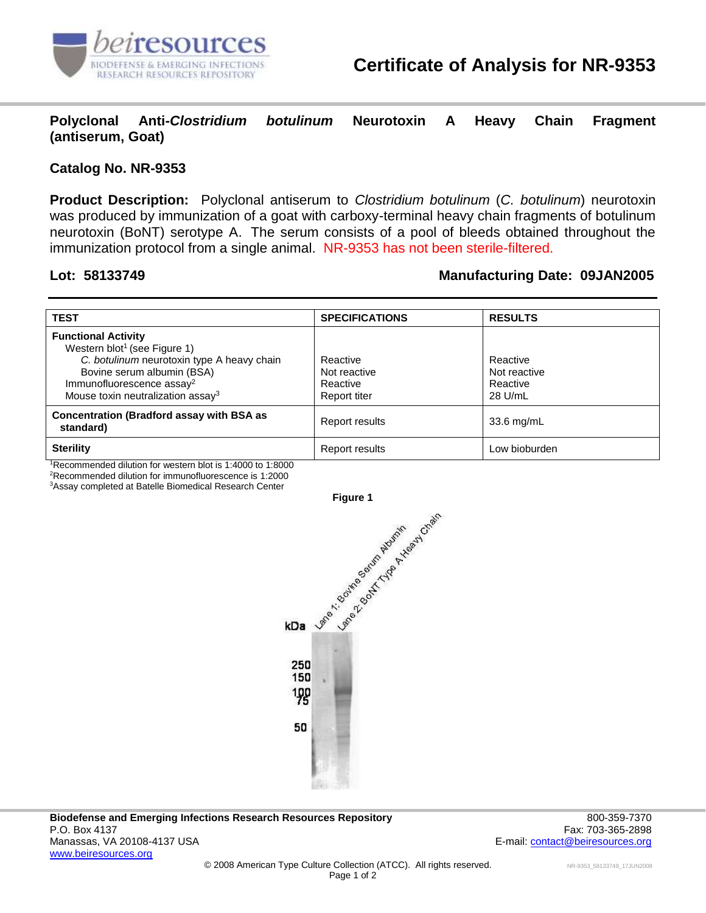# Certificate of Analysis for NR-9353

## Polyclonal Anti-*Clostridium botulinum* Neurotoxin A Heavy Chain Fragment (antiserum, Goat)

### Catalog No. NR-9353

**Product Description:** Polyclonal antiserum to *Clostridium botulinum* (*C. botulinum*) neurotoxin was produced by immunization of a goat with carboxy-terminal heavy chain fragments of botulinum neurotoxin (BoNT) serotype A. The serum consists of a pool of bleeds obtained throughout the immunization protocol from a single animal. NR-9353 has not been sterile-filtered.

**Lot: 58133749** | **Manufacturing Date: 09JAN2005**

| TEST | SPECIFICATIONS | RESULTS |
|---|---|---|
| **Functional Activity** | | |
| Western blot[1] (see Figure 1) | | |
| *C. botulinum* neurotoxin type A heavy chain | Reactive | Reactive |
| Bovine serum albumin (BSA) | Not reactive | Not reactive |
| Immunofluorescence assay[2] | Reactive | Reactive |
| Mouse toxin neutralization assay[3] | Report titer | 28 U/mL |
| **Concentration (Bradford assay with BSA as standard)** | Report results | 33.6 mg/mL |
| **Sterility** | Report results | Low bioburden |

[1]Recommended dilution for western blot is 1:4000 to 1:8000
[2]Recommended dilution for immunofluorescence is 1:2000
[3]Assay completed at Batelle Biomedical Research Center

**Figure 1**

kDa: 250, 150, 100, 75, 50

Lane 1: Bovine Serum Albumin
Lane 2: BoNT Type A Heavy Chain

**Biodefense and Emerging Infections Research Resources Repository**
P.O. Box 4137
Manassas, VA 20108-4137 USA
www.beiresources.org

800-359-7370
Fax: 703-365-2898
E-mail: contact@beiresources.org

© 2008 American Type Culture Collection (ATCC). All rights reserved.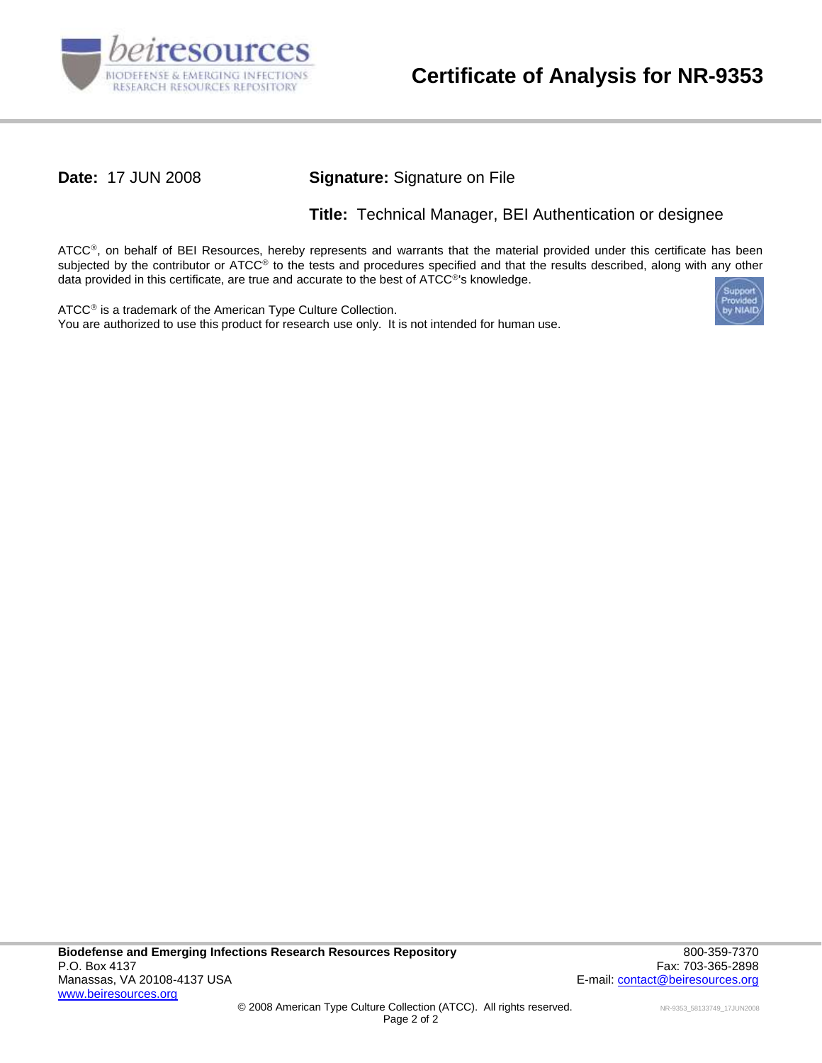# Certificate of Analysis for NR-9353

**Date:** 17 JUN 2008

**Signature:** Signature on File

**Title:** Technical Manager, BEI Authentication or designee

ATCC®, on behalf of BEI Resources, hereby represents and warrants that the material provided under this certificate has been subjected by the contributor or ATCC® to the tests and procedures specified and that the results described, along with any other data provided in this certificate, are true and accurate to the best of ATCC®'s knowledge.

ATCC® is a trademark of the American Type Culture Collection.
You are authorized to use this product for research use only. It is not intended for human use.

**Biodefense and Emerging Infections Research Resources Repository**
P.O. Box 4137
Manassas, VA 20108-4137 USA
www.beiresources.org

800-359-7370
Fax: 703-365-2898
E-mail: contact@beiresources.org

© 2008 American Type Culture Collection (ATCC). All rights reserved.

NR-9353_58133749_17JUN2008